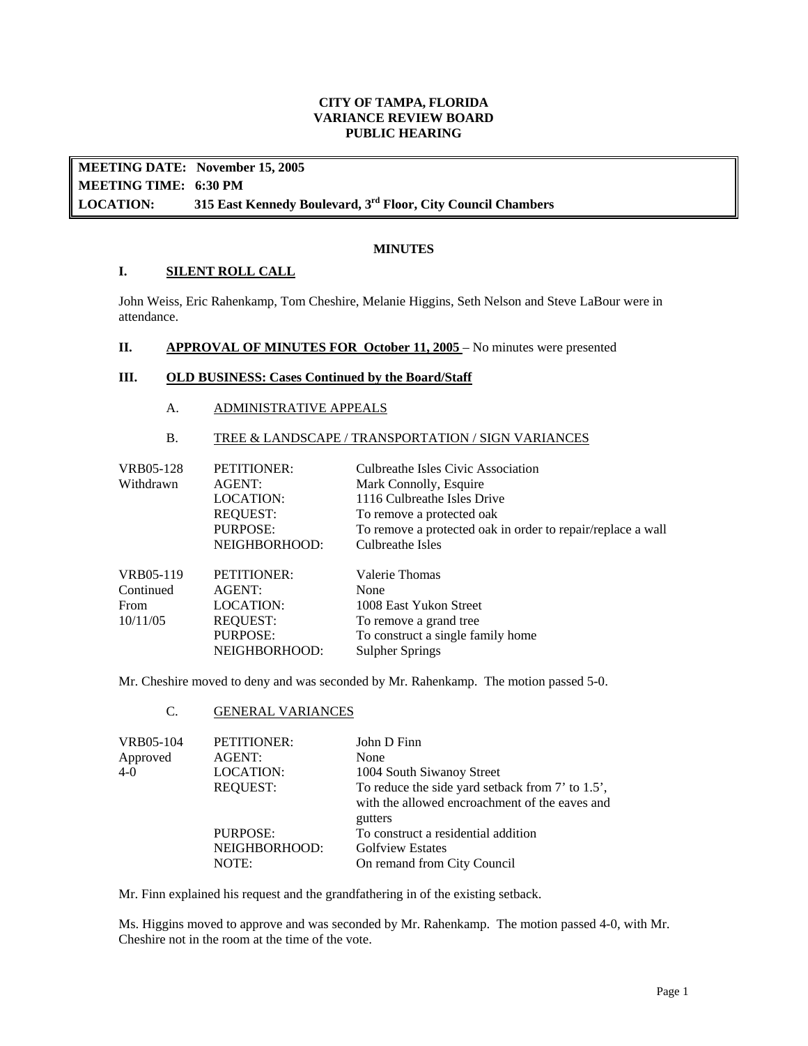**CITY OF TAMPA, FLORIDA**
**VARIANCE REVIEW BOARD**
**PUBLIC HEARING**

| | |
|---|---|
| **MEETING DATE:** | **November 15, 2005** |
| **MEETING TIME:** | **6:30 PM** |
| **LOCATION:** | **315 East Kennedy Boulevard, 3rd Floor, City Council Chambers** |

**MINUTES**

## I. SILENT ROLL CALL

John Weiss, Eric Rahenkamp, Tom Cheshire, Melanie Higgins, Seth Nelson and Steve LaBour were in attendance.

## II. APPROVAL OF MINUTES FOR October 11, 2005 – No minutes were presented

## III. OLD BUSINESS: Cases Continued by the Board/Staff

### A. ADMINISTRATIVE APPEALS

### B. TREE & LANDSCAPE / TRANSPORTATION / SIGN VARIANCES

| | | |
|---|---|---|
| VRB05-128 | PETITIONER: | Culbreathe Isles Civic Association |
| Withdrawn | AGENT: | Mark Connolly, Esquire |
| | LOCATION: | 1116 Culbreathe Isles Drive |
| | REQUEST: | To remove a protected oak |
| | PURPOSE: | To remove a protected oak in order to repair/replace a wall |
| | NEIGHBORHOOD: | Culbreathe Isles |

| | | |
|---|---|---|
| VRB05-119 | PETITIONER: | Valerie Thomas |
| Continued | AGENT: | None |
| From | LOCATION: | 1008 East Yukon Street |
| 10/11/05 | REQUEST: | To remove a grand tree |
| | PURPOSE: | To construct a single family home |
| | NEIGHBORHOOD: | Sulpher Springs |

Mr. Cheshire moved to deny and was seconded by Mr. Rahenkamp. The motion passed 5-0.

### C. GENERAL VARIANCES

| | | |
|---|---|---|
| VRB05-104 | PETITIONER: | John D Finn |
| Approved | AGENT: | None |
| 4-0 | LOCATION: | 1004 South Siwanoy Street |
| | REQUEST: | To reduce the side yard setback from 7' to 1.5', with the allowed encroachment of the eaves and gutters |
| | PURPOSE: | To construct a residential addition |
| | NEIGHBORHOOD: | Golfview Estates |
| | NOTE: | On remand from City Council |

Mr. Finn explained his request and the grandfathering in of the existing setback.

Ms. Higgins moved to approve and was seconded by Mr. Rahenkamp. The motion passed 4-0, with Mr. Cheshire not in the room at the time of the vote.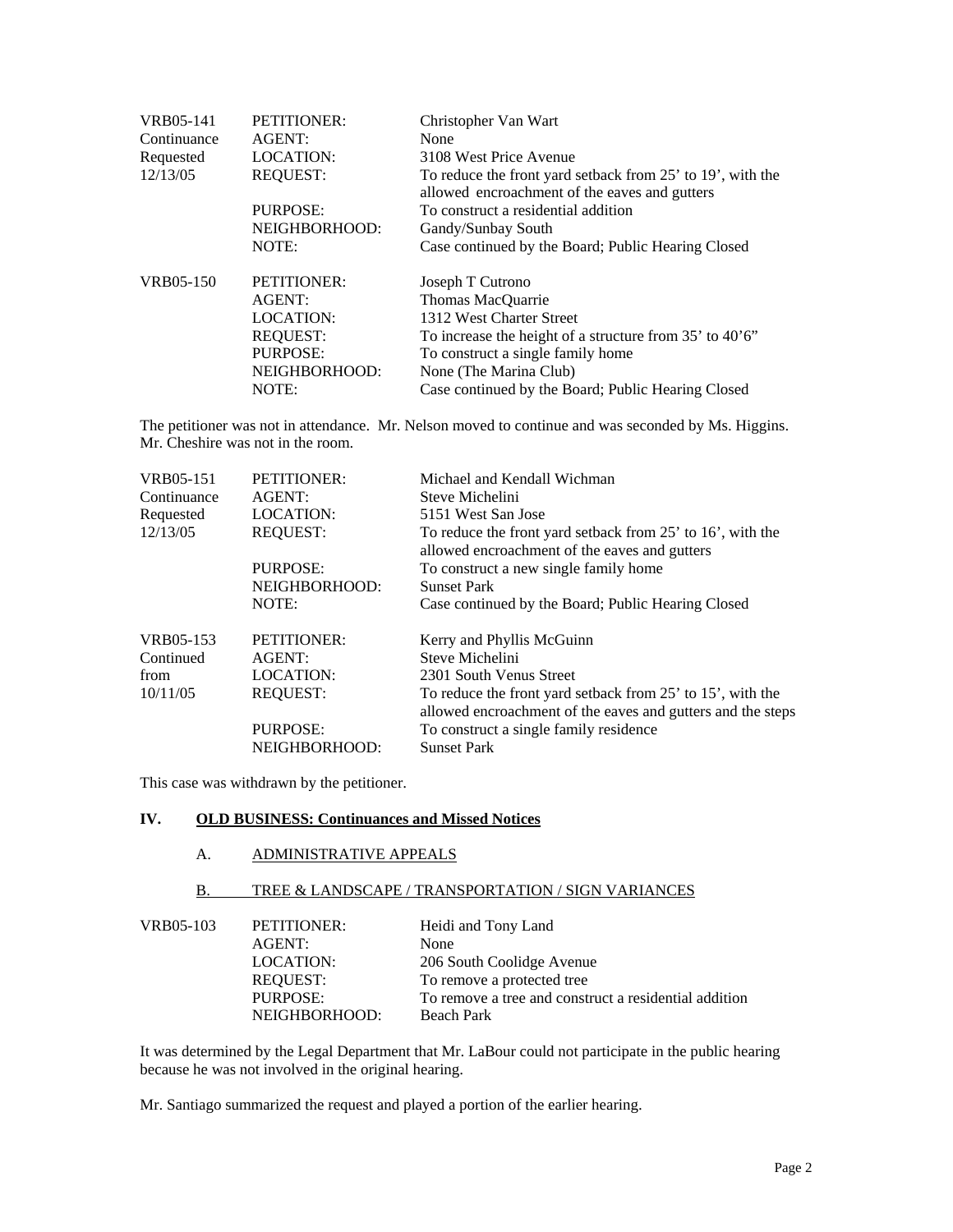| | | |
|---|---|---|
| VRB05-141 | PETITIONER: | Christopher Van Wart |
| Continuance | AGENT: | None |
| Requested | LOCATION: | 3108 West Price Avenue |
| 12/13/05 | REQUEST: | To reduce the front yard setback from 25' to 19', with the allowed encroachment of the eaves and gutters |
| | PURPOSE: | To construct a residential addition |
| | NEIGHBORHOOD: | Gandy/Sunbay South |
| | NOTE: | Case continued by the Board; Public Hearing Closed |

| | | |
|---|---|---|
| VRB05-150 | PETITIONER: | Joseph T Cutrono |
| | AGENT: | Thomas MacQuarrie |
| | LOCATION: | 1312 West Charter Street |
| | REQUEST: | To increase the height of a structure from 35' to 40'6" |
| | PURPOSE: | To construct a single family home |
| | NEIGHBORHOOD: | None (The Marina Club) |
| | NOTE: | Case continued by the Board; Public Hearing Closed |

The petitioner was not in attendance. Mr. Nelson moved to continue and was seconded by Ms. Higgins. Mr. Cheshire was not in the room.

| | | |
|---|---|---|
| VRB05-151 | PETITIONER: | Michael and Kendall Wichman |
| Continuance | AGENT: | Steve Michelini |
| Requested | LOCATION: | 5151 West San Jose |
| 12/13/05 | REQUEST: | To reduce the front yard setback from 25' to 16', with the allowed encroachment of the eaves and gutters |
| | PURPOSE: | To construct a new single family home |
| | NEIGHBORHOOD: | Sunset Park |
| | NOTE: | Case continued by the Board; Public Hearing Closed |

| | | |
|---|---|---|
| VRB05-153 | PETITIONER: | Kerry and Phyllis McGuinn |
| Continued | AGENT: | Steve Michelini |
| from | LOCATION: | 2301 South Venus Street |
| 10/11/05 | REQUEST: | To reduce the front yard setback from 25' to 15', with the allowed encroachment of the eaves and gutters and the steps |
| | PURPOSE: | To construct a single family residence |
| | NEIGHBORHOOD: | Sunset Park |

This case was withdrawn by the petitioner.

## IV. OLD BUSINESS: Continuances and Missed Notices

### A. ADMINISTRATIVE APPEALS

### B. TREE & LANDSCAPE / TRANSPORTATION / SIGN VARIANCES

| | | |
|---|---|---|
| VRB05-103 | PETITIONER: | Heidi and Tony Land |
| | AGENT: | None |
| | LOCATION: | 206 South Coolidge Avenue |
| | REQUEST: | To remove a protected tree |
| | PURPOSE: | To remove a tree and construct a residential addition |
| | NEIGHBORHOOD: | Beach Park |

It was determined by the Legal Department that Mr. LaBour could not participate in the public hearing because he was not involved in the original hearing.

Mr. Santiago summarized the request and played a portion of the earlier hearing.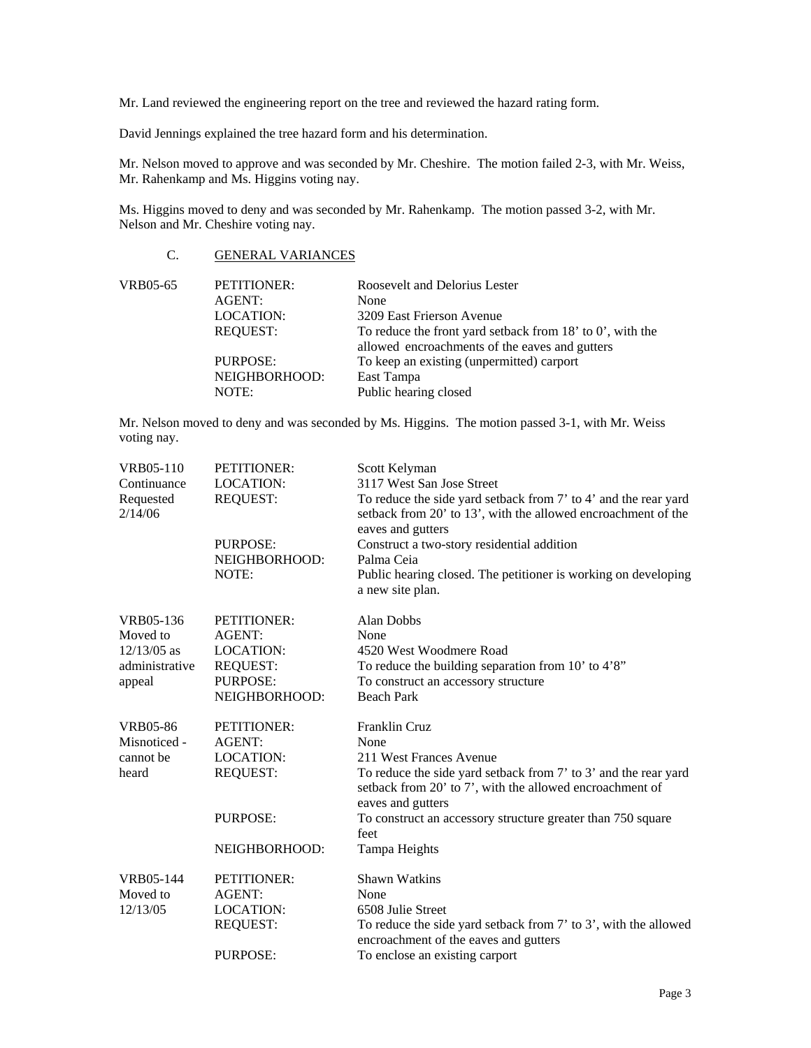Mr. Land reviewed the engineering report on the tree and reviewed the hazard rating form.

David Jennings explained the tree hazard form and his determination.

Mr. Nelson moved to approve and was seconded by Mr. Cheshire. The motion failed 2-3, with Mr. Weiss, Mr. Rahenkamp and Ms. Higgins voting nay.

Ms. Higgins moved to deny and was seconded by Mr. Rahenkamp. The motion passed 3-2, with Mr. Nelson and Mr. Cheshire voting nay.

C. GENERAL VARIANCES

| | | |
|---|---|---|
| VRB05-65 | PETITIONER: | Roosevelt and Delorius Lester |
| | AGENT: | None |
| | LOCATION: | 3209 East Frierson Avenue |
| | REQUEST: | To reduce the front yard setback from 18' to 0', with the allowed encroachments of the eaves and gutters |
| | PURPOSE: | To keep an existing (unpermitted) carport |
| | NEIGHBORHOOD: | East Tampa |
| | NOTE: | Public hearing closed |

Mr. Nelson moved to deny and was seconded by Ms. Higgins. The motion passed 3-1, with Mr. Weiss voting nay.

| | | |
|---|---|---|
| VRB05-110 Continuance Requested 2/14/06 | PETITIONER: | Scott Kelyman |
| | LOCATION: | 3117 West San Jose Street |
| | REQUEST: | To reduce the side yard setback from 7' to 4' and the rear yard setback from 20' to 13', with the allowed encroachment of the eaves and gutters |
| | PURPOSE: | Construct a two-story residential addition |
| | NEIGHBORHOOD: | Palma Ceia |
| | NOTE: | Public hearing closed. The petitioner is working on developing a new site plan. |

| | | |
|---|---|---|
| VRB05-136 Moved to 12/13/05 as administrative appeal | PETITIONER: | Alan Dobbs |
| | AGENT: | None |
| | LOCATION: | 4520 West Woodmere Road |
| | REQUEST: | To reduce the building separation from 10' to 4'8" |
| | PURPOSE: | To construct an accessory structure |
| | NEIGHBORHOOD: | Beach Park |

| | | |
|---|---|---|
| VRB05-86 Misnoticed - cannot be heard | PETITIONER: | Franklin Cruz |
| | AGENT: | None |
| | LOCATION: | 211 West Frances Avenue |
| | REQUEST: | To reduce the side yard setback from 7' to 3' and the rear yard setback from 20' to 7', with the allowed encroachment of eaves and gutters |
| | PURPOSE: | To construct an accessory structure greater than 750 square feet |
| | NEIGHBORHOOD: | Tampa Heights |

| | | |
|---|---|---|
| VRB05-144 Moved to 12/13/05 | PETITIONER: | Shawn Watkins |
| | AGENT: | None |
| | LOCATION: | 6508 Julie Street |
| | REQUEST: | To reduce the side yard setback from 7' to 3', with the allowed encroachment of the eaves and gutters |
| | PURPOSE: | To enclose an existing carport |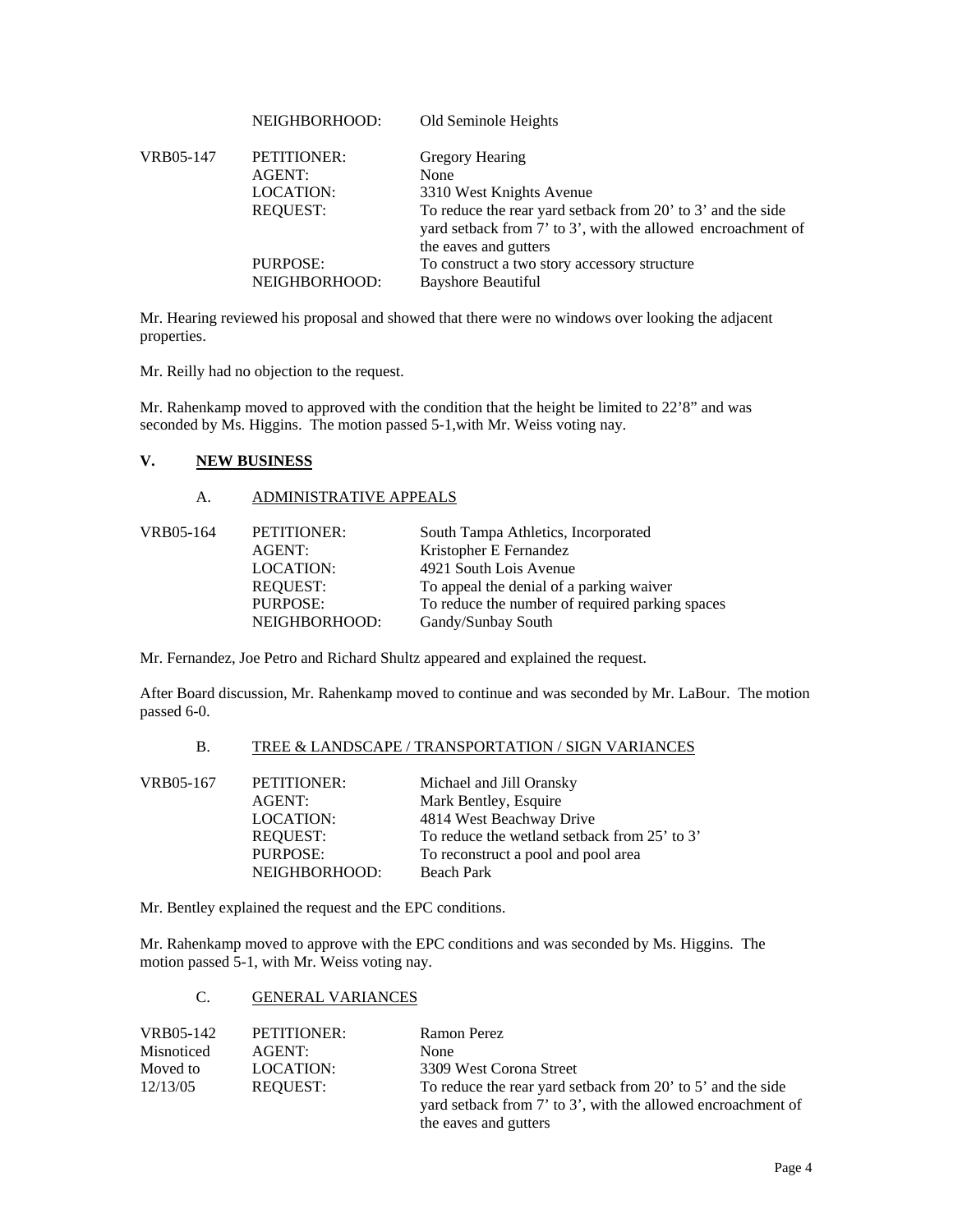| | | |
|---|---|---|
| | NEIGHBORHOOD: | Old Seminole Heights |
| VRB05-147 | PETITIONER: | Gregory Hearing |
| | AGENT: | None |
| | LOCATION: | 3310 West Knights Avenue |
| | REQUEST: | To reduce the rear yard setback from 20' to 3' and the side yard setback from 7' to 3', with the allowed encroachment of the eaves and gutters |
| | PURPOSE: | To construct a two story accessory structure |
| | NEIGHBORHOOD: | Bayshore Beautiful |

Mr. Hearing reviewed his proposal and showed that there were no windows over looking the adjacent properties.

Mr. Reilly had no objection to the request.

Mr. Rahenkamp moved to approved with the condition that the height be limited to 22'8" and was seconded by Ms. Higgins. The motion passed 5-1,with Mr. Weiss voting nay.

## V. NEW BUSINESS

### A. ADMINISTRATIVE APPEALS

| | | |
|---|---|---|
| VRB05-164 | PETITIONER: | South Tampa Athletics, Incorporated |
| | AGENT: | Kristopher E Fernandez |
| | LOCATION: | 4921 South Lois Avenue |
| | REQUEST: | To appeal the denial of a parking waiver |
| | PURPOSE: | To reduce the number of required parking spaces |
| | NEIGHBORHOOD: | Gandy/Sunbay South |

Mr. Fernandez, Joe Petro and Richard Shultz appeared and explained the request.

After Board discussion, Mr. Rahenkamp moved to continue and was seconded by Mr. LaBour. The motion passed 6-0.

### B. TREE & LANDSCAPE / TRANSPORTATION / SIGN VARIANCES

| | | |
|---|---|---|
| VRB05-167 | PETITIONER: | Michael and Jill Oransky |
| | AGENT: | Mark Bentley, Esquire |
| | LOCATION: | 4814 West Beachway Drive |
| | REQUEST: | To reduce the wetland setback from 25' to 3' |
| | PURPOSE: | To reconstruct a pool and pool area |
| | NEIGHBORHOOD: | Beach Park |

Mr. Bentley explained the request and the EPC conditions.

Mr. Rahenkamp moved to approve with the EPC conditions and was seconded by Ms. Higgins. The motion passed 5-1, with Mr. Weiss voting nay.

### C. GENERAL VARIANCES

| | | |
|---|---|---|
| VRB05-142 | PETITIONER: | Ramon Perez |
| Misnoticed | AGENT: | None |
| Moved to | LOCATION: | 3309 West Corona Street |
| 12/13/05 | REQUEST: | To reduce the rear yard setback from 20' to 5' and the side yard setback from 7' to 3', with the allowed encroachment of the eaves and gutters |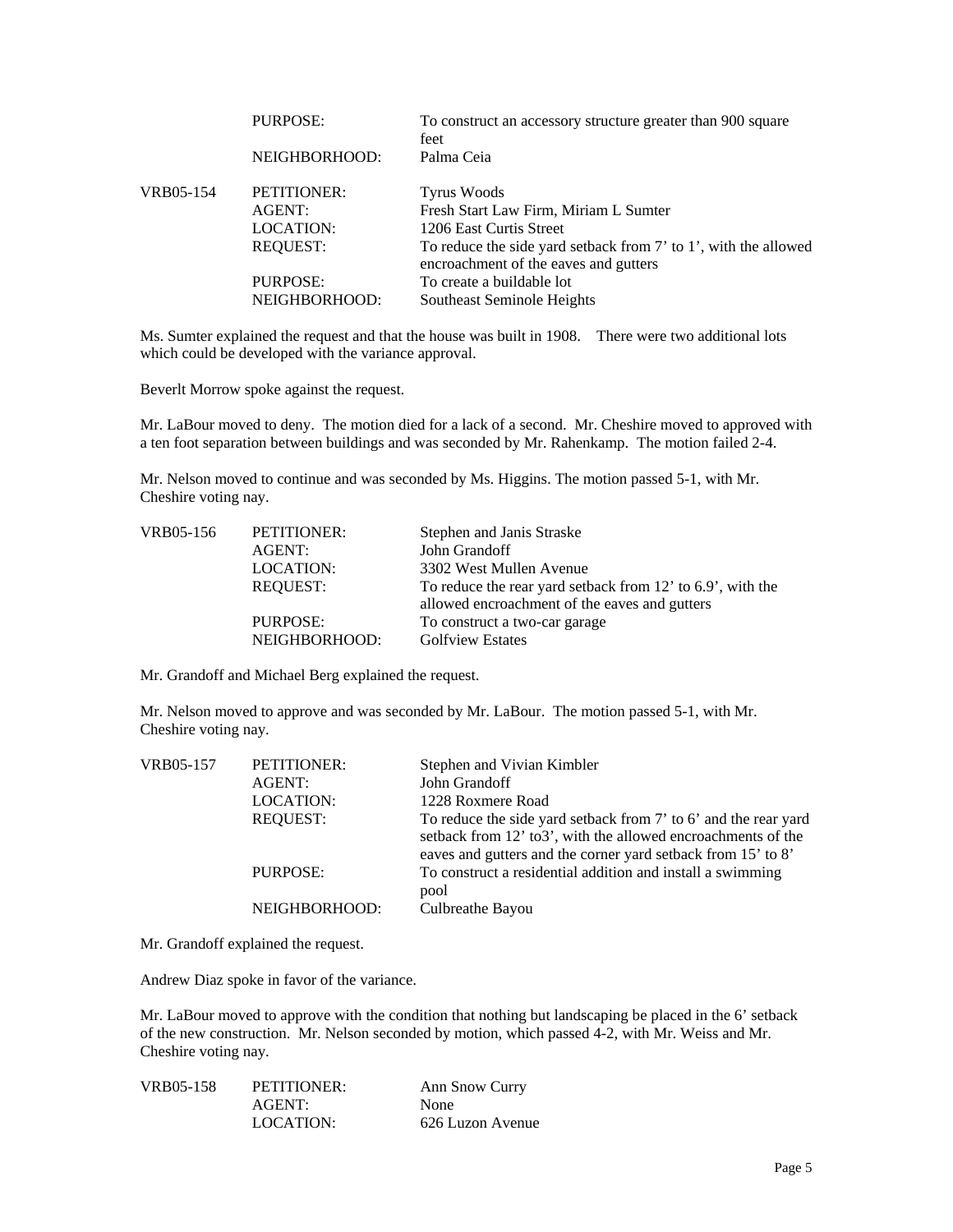| | | |
|---|---|---|
| | PURPOSE: | To construct an accessory structure greater than 900 square feet |
| | NEIGHBORHOOD: | Palma Ceia |

| | | |
|---|---|---|
| VRB05-154 | PETITIONER: | Tyrus Woods |
| | AGENT: | Fresh Start Law Firm, Miriam L Sumter |
| | LOCATION: | 1206 East Curtis Street |
| | REQUEST: | To reduce the side yard setback from 7' to 1', with the allowed encroachment of the eaves and gutters |
| | PURPOSE: | To create a buildable lot |
| | NEIGHBORHOOD: | Southeast Seminole Heights |

Ms. Sumter explained the request and that the house was built in 1908. There were two additional lots which could be developed with the variance approval.

Beverlt Morrow spoke against the request.

Mr. LaBour moved to deny. The motion died for a lack of a second. Mr. Cheshire moved to approved with a ten foot separation between buildings and was seconded by Mr. Rahenkamp. The motion failed 2-4.

Mr. Nelson moved to continue and was seconded by Ms. Higgins. The motion passed 5-1, with Mr. Cheshire voting nay.

| | | |
|---|---|---|
| VRB05-156 | PETITIONER: | Stephen and Janis Straske |
| | AGENT: | John Grandoff |
| | LOCATION: | 3302 West Mullen Avenue |
| | REQUEST: | To reduce the rear yard setback from 12' to 6.9', with the allowed encroachment of the eaves and gutters |
| | PURPOSE: | To construct a two-car garage |
| | NEIGHBORHOOD: | Golfview Estates |

Mr. Grandoff and Michael Berg explained the request.

Mr. Nelson moved to approve and was seconded by Mr. LaBour. The motion passed 5-1, with Mr. Cheshire voting nay.

| | | |
|---|---|---|
| VRB05-157 | PETITIONER: | Stephen and Vivian Kimbler |
| | AGENT: | John Grandoff |
| | LOCATION: | 1228 Roxmere Road |
| | REQUEST: | To reduce the side yard setback from 7' to 6' and the rear yard setback from 12' to3', with the allowed encroachments of the eaves and gutters and the corner yard setback from 15' to 8' |
| | PURPOSE: | To construct a residential addition and install a swimming pool |
| | NEIGHBORHOOD: | Culbreathe Bayou |

Mr. Grandoff explained the request.

Andrew Diaz spoke in favor of the variance.

Mr. LaBour moved to approve with the condition that nothing but landscaping be placed in the 6' setback of the new construction. Mr. Nelson seconded by motion, which passed 4-2, with Mr. Weiss and Mr. Cheshire voting nay.

| | | |
|---|---|---|
| VRB05-158 | PETITIONER: | Ann Snow Curry |
| | AGENT: | None |
| | LOCATION: | 626 Luzon Avenue |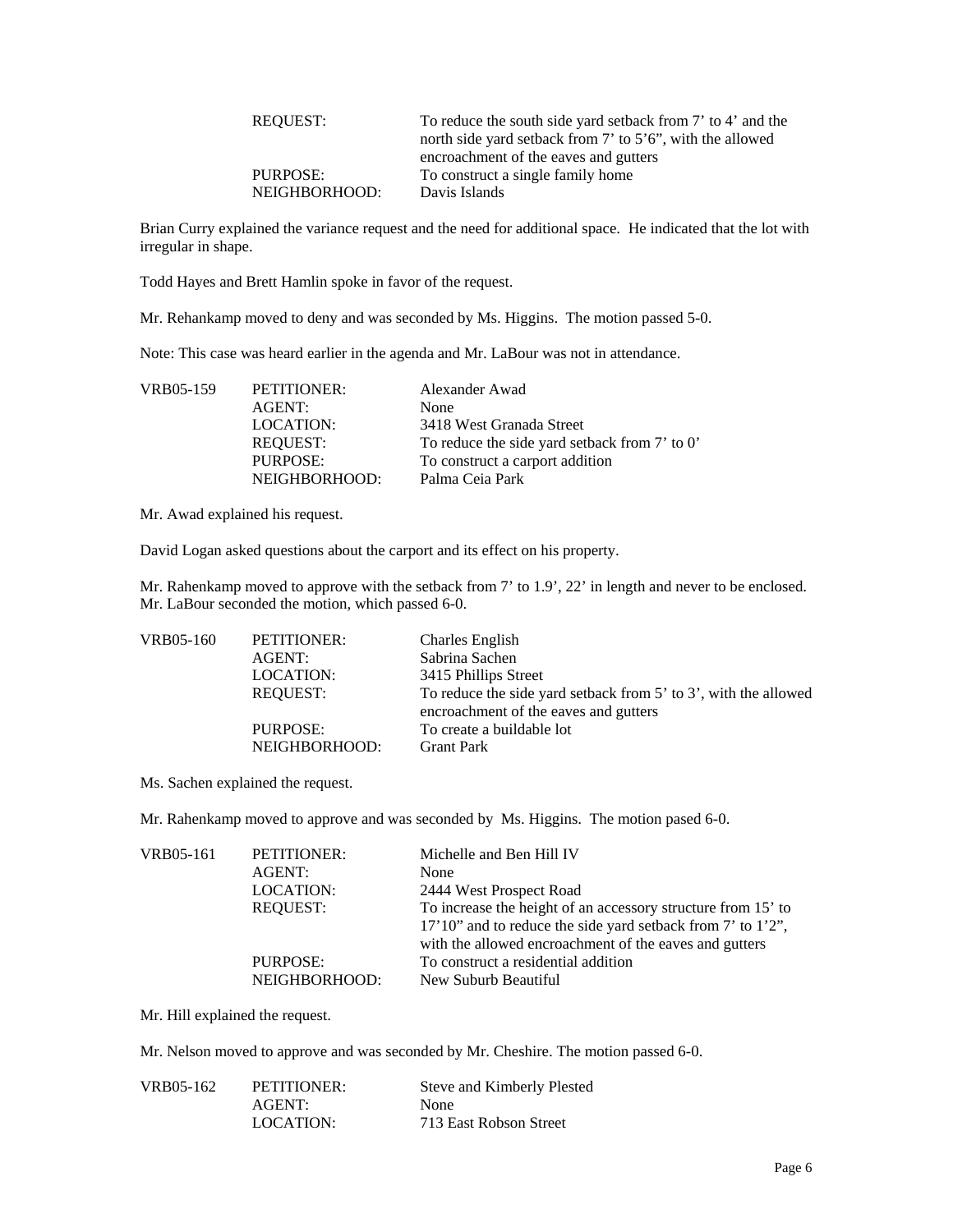| | | |
|---|---|---|
| | REQUEST: | To reduce the south side yard setback from 7' to 4' and the north side yard setback from 7' to 5'6", with the allowed encroachment of the eaves and gutters |
| | PURPOSE: | To construct a single family home |
| | NEIGHBORHOOD: | Davis Islands |

Brian Curry explained the variance request and the need for additional space. He indicated that the lot with irregular in shape.

Todd Hayes and Brett Hamlin spoke in favor of the request.

Mr. Rehankamp moved to deny and was seconded by Ms. Higgins. The motion passed 5-0.

Note: This case was heard earlier in the agenda and Mr. LaBour was not in attendance.

| | | |
|---|---|---|
| VRB05-159 | PETITIONER: | Alexander Awad |
| | AGENT: | None |
| | LOCATION: | 3418 West Granada Street |
| | REQUEST: | To reduce the side yard setback from 7' to 0' |
| | PURPOSE: | To construct a carport addition |
| | NEIGHBORHOOD: | Palma Ceia Park |

Mr. Awad explained his request.

David Logan asked questions about the carport and its effect on his property.

Mr. Rahenkamp moved to approve with the setback from 7' to 1.9', 22' in length and never to be enclosed. Mr. LaBour seconded the motion, which passed 6-0.

| | | |
|---|---|---|
| VRB05-160 | PETITIONER: | Charles English |
| | AGENT: | Sabrina Sachen |
| | LOCATION: | 3415 Phillips Street |
| | REQUEST: | To reduce the side yard setback from 5' to 3', with the allowed encroachment of the eaves and gutters |
| | PURPOSE: | To create a buildable lot |
| | NEIGHBORHOOD: | Grant Park |

Ms. Sachen explained the request.

Mr. Rahenkamp moved to approve and was seconded by Ms. Higgins. The motion pased 6-0.

| | | |
|---|---|---|
| VRB05-161 | PETITIONER: | Michelle and Ben Hill IV |
| | AGENT: | None |
| | LOCATION: | 2444 West Prospect Road |
| | REQUEST: | To increase the height of an accessory structure from 15' to 17'10" and to reduce the side yard setback from 7' to 1'2", with the allowed encroachment of the eaves and gutters |
| | PURPOSE: | To construct a residential addition |
| | NEIGHBORHOOD: | New Suburb Beautiful |

Mr. Hill explained the request.

Mr. Nelson moved to approve and was seconded by Mr. Cheshire. The motion passed 6-0.

| | | |
|---|---|---|
| VRB05-162 | PETITIONER: | Steve and Kimberly Plested |
| | AGENT: | None |
| | LOCATION: | 713 East Robson Street |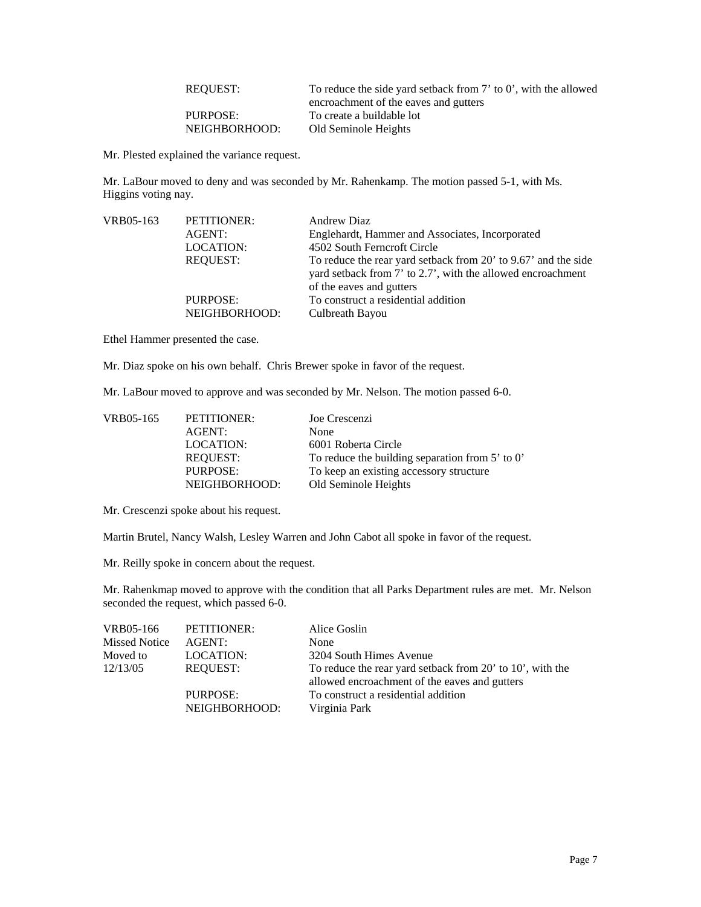| | | |
|---|---|---|
| | REQUEST: | To reduce the side yard setback from 7' to 0', with the allowed encroachment of the eaves and gutters |
| | PURPOSE: | To create a buildable lot |
| | NEIGHBORHOOD: | Old Seminole Heights |

Mr. Plested explained the variance request.

Mr. LaBour moved to deny and was seconded by Mr. Rahenkamp. The motion passed 5-1, with Ms. Higgins voting nay.

| | | |
|---|---|---|
| VRB05-163 | PETITIONER: | Andrew Diaz |
| | AGENT: | Englehardt, Hammer and Associates, Incorporated |
| | LOCATION: | 4502 South Ferncroft Circle |
| | REQUEST: | To reduce the rear yard setback from 20' to 9.67' and the side yard setback from 7' to 2.7', with the allowed encroachment of the eaves and gutters |
| | PURPOSE: | To construct a residential addition |
| | NEIGHBORHOOD: | Culbreath Bayou |

Ethel Hammer presented the case.

Mr. Diaz spoke on his own behalf. Chris Brewer spoke in favor of the request.

Mr. LaBour moved to approve and was seconded by Mr. Nelson. The motion passed 6-0.

| | | |
|---|---|---|
| VRB05-165 | PETITIONER: | Joe Crescenzi |
| | AGENT: | None |
| | LOCATION: | 6001 Roberta Circle |
| | REQUEST: | To reduce the building separation from 5' to 0' |
| | PURPOSE: | To keep an existing accessory structure |
| | NEIGHBORHOOD: | Old Seminole Heights |

Mr. Crescenzi spoke about his request.

Martin Brutel, Nancy Walsh, Lesley Warren and John Cabot all spoke in favor of the request.

Mr. Reilly spoke in concern about the request.

Mr. Rahenkmap moved to approve with the condition that all Parks Department rules are met. Mr. Nelson seconded the request, which passed 6-0.

| | | |
|---|---|---|
| VRB05-166 | PETITIONER: | Alice Goslin |
| Missed Notice | AGENT: | None |
| Moved to | LOCATION: | 3204 South Himes Avenue |
| 12/13/05 | REQUEST: | To reduce the rear yard setback from 20' to 10', with the allowed encroachment of the eaves and gutters |
| | PURPOSE: | To construct a residential addition |
| | NEIGHBORHOOD: | Virginia Park |